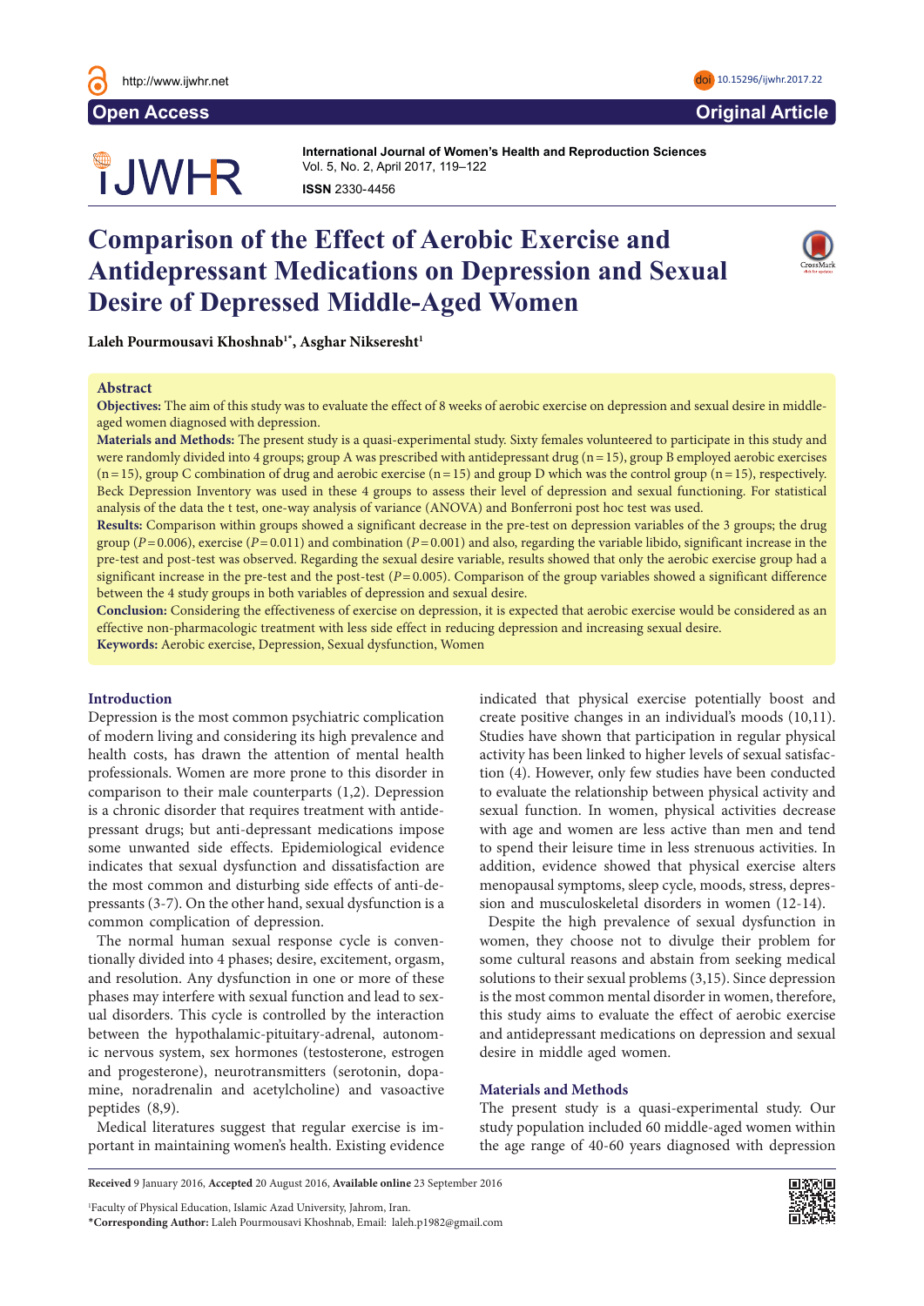Open Access

Original Article

# Comparison of the Effect of Aerobic Exercise and Antidepressant Medications on Depression and Sexual Desire of Depressed Middle-Aged Women

**Laleh Pourmousavi Khoshnab[1]*, Asghar Nikseresht[1]**

## Abstract

**Objectives:** The aim of this study was to evaluate the effect of 8 weeks of aerobic exercise on depression and sexual desire in middle-aged women diagnosed with depression.

**Materials and Methods:** The present study is a quasi-experimental study. Sixty females volunteered to participate in this study and were randomly divided into 4 groups; group A was prescribed with antidepressant drug (n = 15), group B employed aerobic exercises (n = 15), group C combination of drug and aerobic exercise (n = 15) and group D which was the control group (n = 15), respectively. Beck Depression Inventory was used in these 4 groups to assess their level of depression and sexual functioning. For statistical analysis of the data the t test, one-way analysis of variance (ANOVA) and Bonferroni post hoc test was used.

**Results:** Comparison within groups showed a significant decrease in the pre-test on depression variables of the 3 groups; the drug group ($P = 0.006$), exercise ($P = 0.011$) and combination ($P = 0.001$) and also, regarding the variable libido, significant increase in the pre-test and post-test was observed. Regarding the sexual desire variable, results showed that only the aerobic exercise group had a significant increase in the pre-test and the post-test ($P = 0.005$). Comparison of the group variables showed a significant difference between the 4 study groups in both variables of depression and sexual desire.

**Conclusion:** Considering the effectiveness of exercise on depression, it is expected that aerobic exercise would be considered as an effective non-pharmacologic treatment with less side effect in reducing depression and increasing sexual desire.

**Keywords:** Aerobic exercise, Depression, Sexual dysfunction, Women

## Introduction

Depression is the most common psychiatric complication of modern living and considering its high prevalence and health costs, has drawn the attention of mental health professionals. Women are more prone to this disorder in comparison to their male counterparts (1,2). Depression is a chronic disorder that requires treatment with antidepressant drugs; but anti-depressant medications impose some unwanted side effects. Epidemiological evidence indicates that sexual dysfunction and dissatisfaction are the most common and disturbing side effects of anti-depressants (3-7). On the other hand, sexual dysfunction is a common complication of depression.

The normal human sexual response cycle is conventionally divided into 4 phases; desire, excitement, orgasm, and resolution. Any dysfunction in one or more of these phases may interfere with sexual function and lead to sexual disorders. This cycle is controlled by the interaction between the hypothalamic-pituitary-adrenal, autonomic nervous system, sex hormones (testosterone, estrogen and progesterone), neurotransmitters (serotonin, dopamine, noradrenalin and acetylcholine) and vasoactive peptides (8,9).

Medical literatures suggest that regular exercise is important in maintaining women's health. Existing evidence indicated that physical exercise potentially boost and create positive changes in an individual's moods (10,11). Studies have shown that participation in regular physical activity has been linked to higher levels of sexual satisfaction (4). However, only few studies have been conducted to evaluate the relationship between physical activity and sexual function. In women, physical activities decrease with age and women are less active than men and tend to spend their leisure time in less strenuous activities. In addition, evidence showed that physical exercise alters menopausal symptoms, sleep cycle, moods, stress, depression and musculoskeletal disorders in women (12-14).

Despite the high prevalence of sexual dysfunction in women, they choose not to divulge their problem for some cultural reasons and abstain from seeking medical solutions to their sexual problems (3,15). Since depression is the most common mental disorder in women, therefore, this study aims to evaluate the effect of aerobic exercise and antidepressant medications on depression and sexual desire in middle aged women.

## Materials and Methods

The present study is a quasi-experimental study. Our study population included 60 middle-aged women within the age range of 40-60 years diagnosed with depression

**Received** 9 January 2016, **Accepted** 20 August 2016, **Available online** 23 September 2016

[1]Faculty of Physical Education, Islamic Azad University, Jahrom, Iran.
***Corresponding Author:** Laleh Pourmousavi Khoshnab, Email: laleh.p1982@gmail.com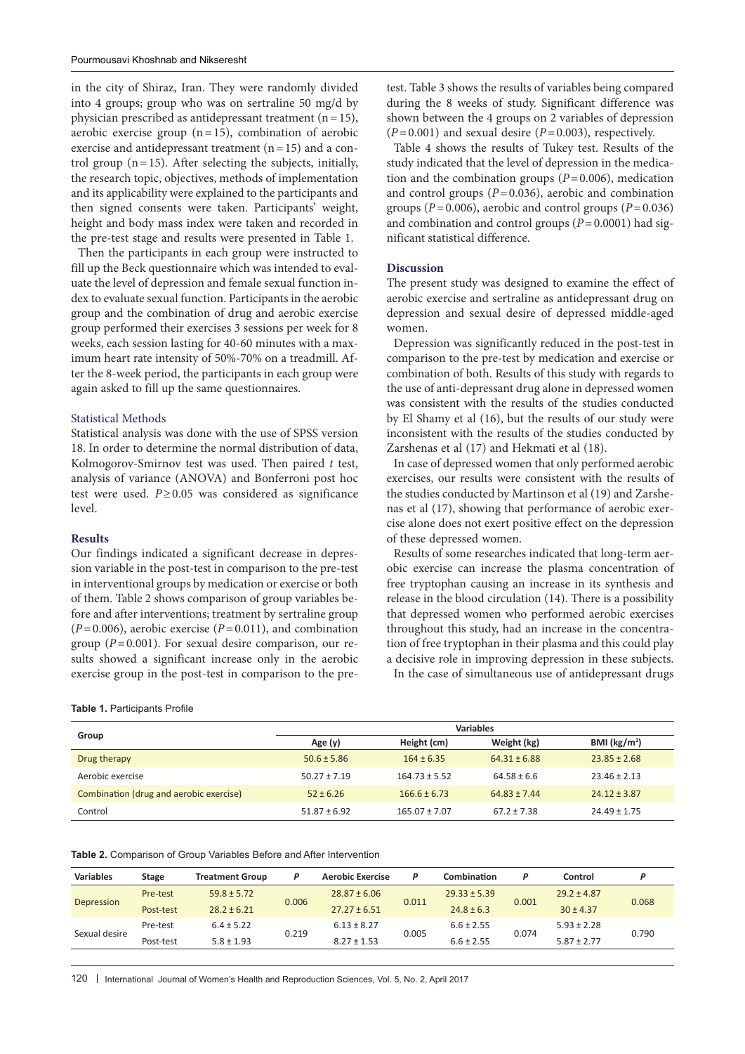in the city of Shiraz, Iran. They were randomly divided into 4 groups; group who was on sertraline 50 mg/d by physician prescribed as antidepressant treatment (n = 15), aerobic exercise group (n = 15), combination of aerobic exercise and antidepressant treatment (n = 15) and a control group (n = 15). After selecting the subjects, initially, the research topic, objectives, methods of implementation and its applicability were explained to the participants and then signed consents were taken. Participants' weight, height and body mass index were taken and recorded in the pre-test stage and results were presented in Table 1.

Then the participants in each group were instructed to fill up the Beck questionnaire which was intended to evaluate the level of depression and female sexual function index to evaluate sexual function. Participants in the aerobic group and the combination of drug and aerobic exercise group performed their exercises 3 sessions per week for 8 weeks, each session lasting for 40-60 minutes with a maximum heart rate intensity of 50%-70% on a treadmill. After the 8-week period, the participants in each group were again asked to fill up the same questionnaires.

### Statistical Methods

Statistical analysis was done with the use of SPSS version 18. In order to determine the normal distribution of data, Kolmogorov-Smirnov test was used. Then paired *t* test, analysis of variance (ANOVA) and Bonferroni post hoc test were used. $P \geq 0.05$ was considered as significance level.

## Results

Our findings indicated a significant decrease in depression variable in the post-test in comparison to the pre-test in interventional groups by medication or exercise or both of them. Table 2 shows comparison of group variables before and after interventions; treatment by sertraline group ($P = 0.006$), aerobic exercise ($P = 0.011$), and combination group ($P = 0.001$). For sexual desire comparison, our results showed a significant increase only in the aerobic exercise group in the post-test in comparison to the pre-test. Table 3 shows the results of variables being compared during the 8 weeks of study. Significant difference was shown between the 4 groups on 2 variables of depression ($P = 0.001$) and sexual desire ($P = 0.003$), respectively.

Table 4 shows the results of Tukey test. Results of the study indicated that the level of depression in the medication and the combination groups ($P = 0.006$), medication and control groups ($P = 0.036$), aerobic and combination groups ($P = 0.006$), aerobic and control groups ($P = 0.036$) and combination and control groups ($P = 0.0001$) had significant statistical difference.

## Discussion

The present study was designed to examine the effect of aerobic exercise and sertraline as antidepressant drug on depression and sexual desire of depressed middle-aged women.

Depression was significantly reduced in the post-test in comparison to the pre-test by medication and exercise or combination of both. Results of this study with regards to the use of anti-depressant drug alone in depressed women was consistent with the results of the studies conducted by El Shamy et al (16), but the results of our study were inconsistent with the results of the studies conducted by Zarshenas et al (17) and Hekmati et al (18).

In case of depressed women that only performed aerobic exercises, our results were consistent with the results of the studies conducted by Martinson et al (19) and Zarshenas et al (17), showing that performance of aerobic exercise alone does not exert positive effect on the depression of these depressed women.

Results of some researches indicated that long-term aerobic exercise can increase the plasma concentration of free tryptophan causing an increase in its synthesis and release in the blood circulation (14). There is a possibility that depressed women who performed aerobic exercises throughout this study, had an increase in the concentration of free tryptophan in their plasma and this could play a decisive role in improving depression in these subjects.

In the case of simultaneous use of antidepressant drugs

**Table 1.** Participants Profile

| Group | Age (y) | Height (cm) | Weight (kg) | BMI (kg/m$^2$) |
|---|---|---|---|---|
| Drug therapy | 50.6 ± 5.86 | 164 ± 6.35 | 64.31 ± 6.88 | 23.85 ± 2.68 |
| Aerobic exercise | 50.27 ± 7.19 | 164.73 ± 5.52 | 64.58 ± 6.6 | 23.46 ± 2.13 |
| Combination (drug and aerobic exercise) | 52 ± 6.26 | 166.6 ± 6.73 | 64.83 ± 7.44 | 24.12 ± 3.87 |
| Control | 51.87 ± 6.92 | 165.07 ± 7.07 | 67.2 ± 7.38 | 24.49 ± 1.75 |

**Table 2.** Comparison of Group Variables Before and After Intervention

| Variables | Stage | Treatment Group | P | Aerobic Exercise | P | Combination | P | Control | P |
|---|---|---|---|---|---|---|---|---|---|
| Depression | Pre-test | 59.8 ± 5.72 | 0.006 | 28.87 ± 6.06 | 0.011 | 29.33 ± 5.39 | 0.001 | 29.2 ± 4.87 | 0.068 |
| | Post-test | 28.2 ± 6.21 | | 27.27 ± 6.51 | | 24.8 ± 6.3 | | 30 ± 4.37 | |
| Sexual desire | Pre-test | 6.4 ± 5.22 | 0.219 | 6.13 ± 8.27 | 0.005 | 6.6 ± 2.55 | 0.074 | 5.93 ± 2.28 | 0.790 |
| | Post-test | 5.8 ± 1.93 | | 8.27 ± 1.53 | | 6.6 ± 2.55 | | 5.87 ± 2.77 | |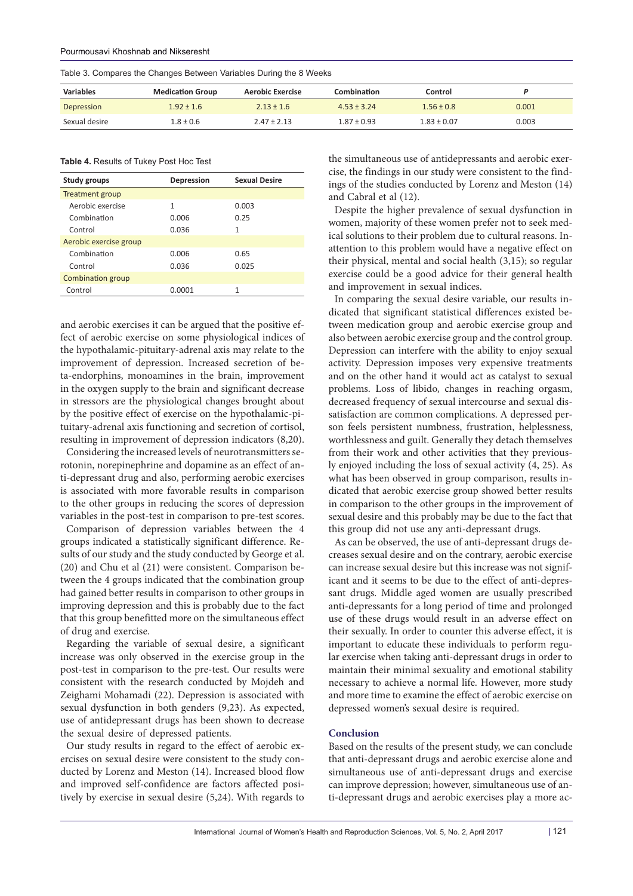Table 3. Compares the Changes Between Variables During the 8 Weeks

| Variables | Medication Group | Aerobic Exercise | Combination | Control | P |
|---|---|---|---|---|---|
| Depression | 1.92 ± 1.6 | 2.13 ± 1.6 | 4.53 ± 3.24 | 1.56 ± 0.8 | 0.001 |
| Sexual desire | 1.8 ± 0.6 | 2.47 ± 2.13 | 1.87 ± 0.93 | 1.83 ± 0.07 | 0.003 |

**Table 4.** Results of Tukey Post Hoc Test

| Study groups | Depression | Sexual Desire |
|---|---|---|
| Treatment group | | |
| Aerobic exercise | 1 | 0.003 |
| Combination | 0.006 | 0.25 |
| Control | 0.036 | 1 |
| Aerobic exercise group | | |
| Combination | 0.006 | 0.65 |
| Control | 0.036 | 0.025 |
| Combination group | | |
| Control | 0.0001 | 1 |

and aerobic exercises it can be argued that the positive effect of aerobic exercise on some physiological indices of the hypothalamic-pituitary-adrenal axis may relate to the improvement of depression. Increased secretion of beta-endorphins, monoamines in the brain, improvement in the oxygen supply to the brain and significant decrease in stressors are the physiological changes brought about by the positive effect of exercise on the hypothalamic-pituitary-adrenal axis functioning and secretion of cortisol, resulting in improvement of depression indicators (8,20).

Considering the increased levels of neurotransmitters serotonin, norepinephrine and dopamine as an effect of anti-depressant drug and also, performing aerobic exercises is associated with more favorable results in comparison to the other groups in reducing the scores of depression variables in the post-test in comparison to pre-test scores.

Comparison of depression variables between the 4 groups indicated a statistically significant difference. Results of our study and the study conducted by George et al. (20) and Chu et al (21) were consistent. Comparison between the 4 groups indicated that the combination group had gained better results in comparison to other groups in improving depression and this is probably due to the fact that this group benefitted more on the simultaneous effect of drug and exercise.

Regarding the variable of sexual desire, a significant increase was only observed in the exercise group in the post-test in comparison to the pre-test. Our results were consistent with the research conducted by Mojdeh and Zeighami Mohamadi (22). Depression is associated with sexual dysfunction in both genders (9,23). As expected, use of antidepressant drugs has been shown to decrease the sexual desire of depressed patients.

Our study results in regard to the effect of aerobic exercises on sexual desire were consistent to the study conducted by Lorenz and Meston (14). Increased blood flow and improved self-confidence are factors affected positively by exercise in sexual desire (5,24). With regards to the simultaneous use of antidepressants and aerobic exercise, the findings in our study were consistent to the findings of the studies conducted by Lorenz and Meston (14) and Cabral et al (12).

Despite the higher prevalence of sexual dysfunction in women, majority of these women prefer not to seek medical solutions to their problem due to cultural reasons. Inattention to this problem would have a negative effect on their physical, mental and social health (3,15); so regular exercise could be a good advice for their general health and improvement in sexual indices.

In comparing the sexual desire variable, our results indicated that significant statistical differences existed between medication group and aerobic exercise group and also between aerobic exercise group and the control group. Depression can interfere with the ability to enjoy sexual activity. Depression imposes very expensive treatments and on the other hand it would act as catalyst to sexual problems. Loss of libido, changes in reaching orgasm, decreased frequency of sexual intercourse and sexual dissatisfaction are common complications. A depressed person feels persistent numbness, frustration, helplessness, worthlessness and guilt. Generally they detach themselves from their work and other activities that they previously enjoyed including the loss of sexual activity (4, 25). As what has been observed in group comparison, results indicated that aerobic exercise group showed better results in comparison to the other groups in the improvement of sexual desire and this probably may be due to the fact that this group did not use any anti-depressant drugs.

As can be observed, the use of anti-depressant drugs decreases sexual desire and on the contrary, aerobic exercise can increase sexual desire but this increase was not significant and it seems to be due to the effect of anti-depressant drugs. Middle aged women are usually prescribed anti-depressants for a long period of time and prolonged use of these drugs would result in an adverse effect on their sexually. In order to counter this adverse effect, it is important to educate these individuals to perform regular exercise when taking anti-depressant drugs in order to maintain their minimal sexuality and emotional stability necessary to achieve a normal life. However, more study and more time to examine the effect of aerobic exercise on depressed women's sexual desire is required.

## Conclusion

Based on the results of the present study, we can conclude that anti-depressant drugs and aerobic exercise alone and simultaneous use of anti-depressant drugs and exercise can improve depression; however, simultaneous use of anti-depressant drugs and aerobic exercises play a more ac-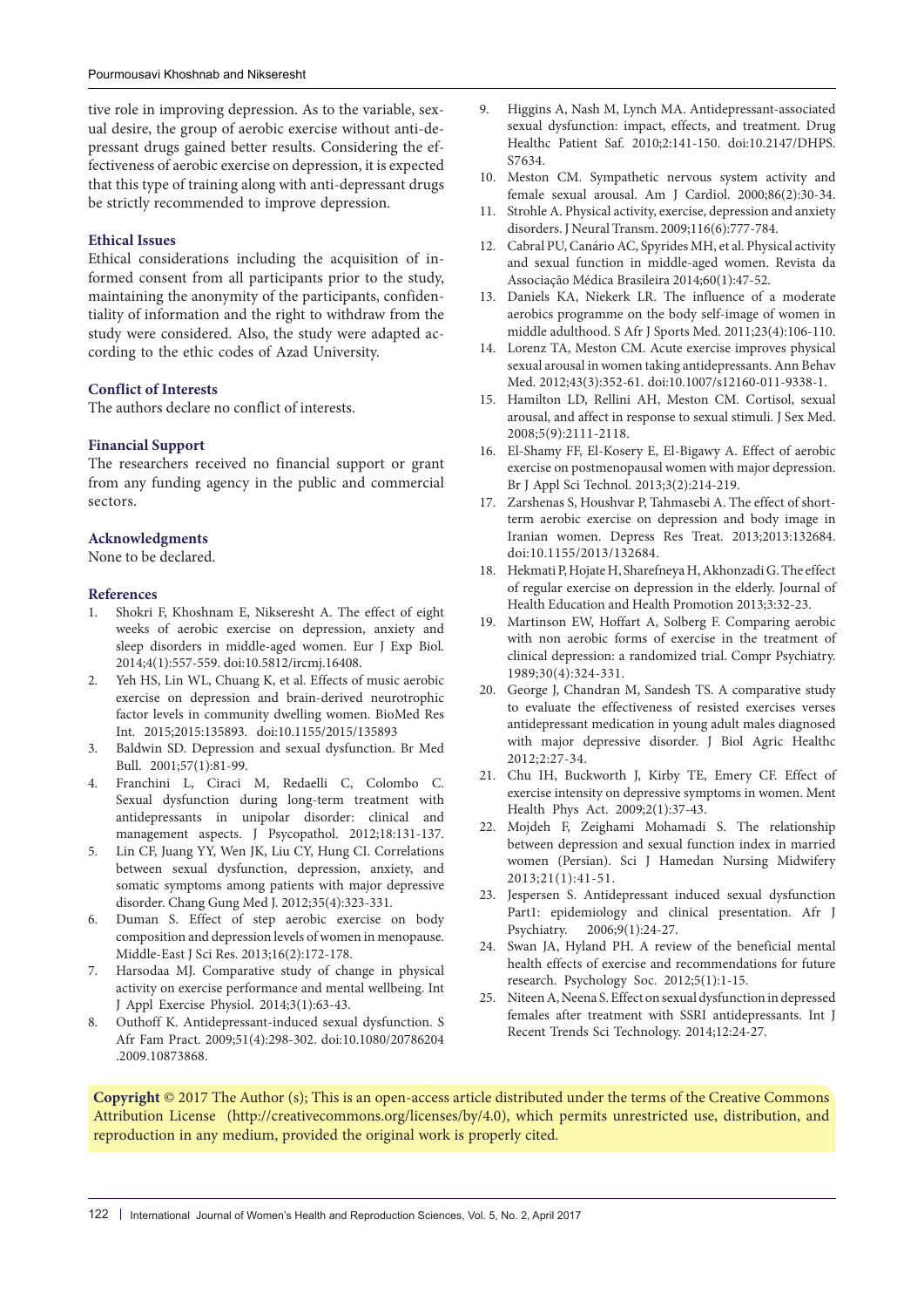tive role in improving depression. As to the variable, sexual desire, the group of aerobic exercise without anti-depressant drugs gained better results. Considering the effectiveness of aerobic exercise on depression, it is expected that this type of training along with anti-depressant drugs be strictly recommended to improve depression.

## Ethical Issues

Ethical considerations including the acquisition of informed consent from all participants prior to the study, maintaining the anonymity of the participants, confidentiality of information and the right to withdraw from the study were considered. Also, the study were adapted according to the ethic codes of Azad University.

## Conflict of Interests

The authors declare no conflict of interests.

## Financial Support

The researchers received no financial support or grant from any funding agency in the public and commercial sectors.

## Acknowledgments

None to be declared.

## References

1. Shokri F, Khoshnam E, Nikseresht A. The effect of eight weeks of aerobic exercise on depression, anxiety and sleep disorders in middle-aged women. Eur J Exp Biol. 2014;4(1):557-559. doi:10.5812/ircmj.16408.
2. Yeh HS, Lin WL, Chuang K, et al. Effects of music aerobic exercise on depression and brain-derived neurotrophic factor levels in community dwelling women. BioMed Res Int. 2015;2015:135893. doi:10.1155/2015/135893
3. Baldwin SD. Depression and sexual dysfunction. Br Med Bull. 2001;57(1):81-99.
4. Franchini L, Ciraci M, Redaelli C, Colombo C. Sexual dysfunction during long-term treatment with antidepressants in unipolar disorder: clinical and management aspects. J Psycopathol. 2012;18:131-137.
5. Lin CF, Juang YY, Wen JK, Liu CY, Hung CI. Correlations between sexual dysfunction, depression, anxiety, and somatic symptoms among patients with major depressive disorder. Chang Gung Med J. 2012;35(4):323-331.
6. Duman S. Effect of step aerobic exercise on body composition and depression levels of women in menopause. Middle-East J Sci Res. 2013;16(2):172-178.
7. Harsodaa MJ. Comparative study of change in physical activity on exercise performance and mental wellbeing. Int J Appl Exercise Physiol. 2014;3(1):63-43.
8. Outhoff K. Antidepressant-induced sexual dysfunction. S Afr Fam Pract. 2009;51(4):298-302. doi:10.1080/20786204.2009.10873868.
9. Higgins A, Nash M, Lynch MA. Antidepressant-associated sexual dysfunction: impact, effects, and treatment. Drug Healthc Patient Saf. 2010;2:141-150. doi:10.2147/DHPS.S7634.
10. Meston CM. Sympathetic nervous system activity and female sexual arousal. Am J Cardiol. 2000;86(2):30-34.
11. Strohle A. Physical activity, exercise, depression and anxiety disorders. J Neural Transm. 2009;116(6):777-784.
12. Cabral PU, Canário AC, Spyrides MH, et al. Physical activity and sexual function in middle-aged women. Revista da Associação Médica Brasileira 2014;60(1):47-52.
13. Daniels KA, Niekerk LR. The influence of a moderate aerobics programme on the body self-image of women in middle adulthood. S Afr J Sports Med. 2011;23(4):106-110.
14. Lorenz TA, Meston CM. Acute exercise improves physical sexual arousal in women taking antidepressants. Ann Behav Med. 2012;43(3):352-61. doi:10.1007/s12160-011-9338-1.
15. Hamilton LD, Rellini AH, Meston CM. Cortisol, sexual arousal, and affect in response to sexual stimuli. J Sex Med. 2008;5(9):2111-2118.
16. El-Shamy FF, El-Kosery E, El-Bigawy A. Effect of aerobic exercise on postmenopausal women with major depression. Br J Appl Sci Technol. 2013;3(2):214-219.
17. Zarshenas S, Houshvar P, Tahmasebi A. The effect of short-term aerobic exercise on depression and body image in Iranian women. Depress Res Treat. 2013;2013:132684. doi:10.1155/2013/132684.
18. Hekmati P, Hojate H, Sharefneya H, Akhonzadi G. The effect of regular exercise on depression in the elderly. Journal of Health Education and Health Promotion 2013;3:32-23.
19. Martinson EW, Hoffart A, Solberg F. Comparing aerobic with non aerobic forms of exercise in the treatment of clinical depression: a randomized trial. Compr Psychiatry. 1989;30(4):324-331.
20. George J, Chandran M, Sandesh TS. A comparative study to evaluate the effectiveness of resisted exercises verses antidepressant medication in young adult males diagnosed with major depressive disorder. J Biol Agric Healthc 2012;2:27-34.
21. Chu IH, Buckworth J, Kirby TE, Emery CF. Effect of exercise intensity on depressive symptoms in women. Ment Health Phys Act. 2009;2(1):37-43.
22. Mojdeh F, Zeighami Mohamadi S. The relationship between depression and sexual function index in married women (Persian). Sci J Hamedan Nursing Midwifery 2013;21(1):41-51.
23. Jespersen S. Antidepressant induced sexual dysfunction Part1: epidemiology and clinical presentation. Afr J Psychiatry. 2006;9(1):24-27.
24. Swan JA, Hyland PH. A review of the beneficial mental health effects of exercise and recommendations for future research. Psychology Soc. 2012;5(1):1-15.
25. Niteen A, Neena S. Effect on sexual dysfunction in depressed females after treatment with SSRI antidepressants. Int J Recent Trends Sci Technology. 2014;12:24-27.

**Copyright** © 2017 The Author (s); This is an open-access article distributed under the terms of the Creative Commons Attribution License (http://creativecommons.org/licenses/by/4.0), which permits unrestricted use, distribution, and reproduction in any medium, provided the original work is properly cited.